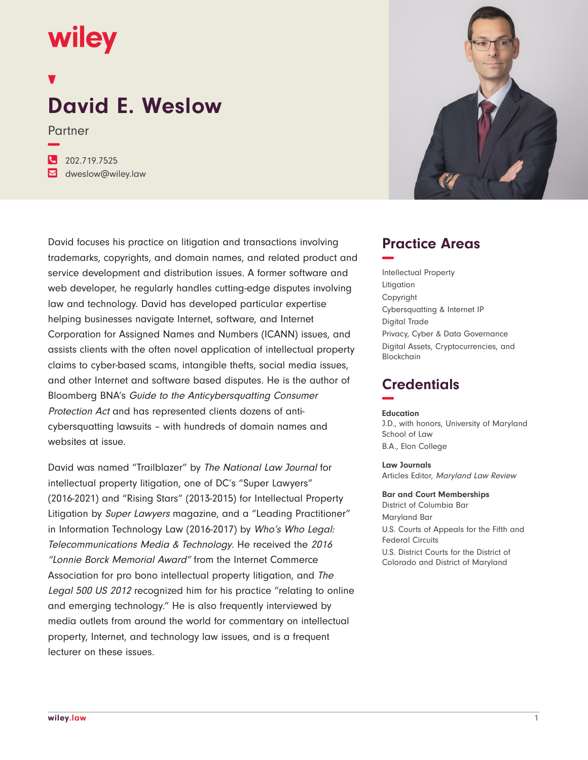wiley

# David E. Weslow

Partner

202.719.7525
dweslow@wiley.law

David focuses his practice on litigation and transactions involving trademarks, copyrights, and domain names, and related product and service development and distribution issues. A former software and web developer, he regularly handles cutting-edge disputes involving law and technology. David has developed particular expertise helping businesses navigate Internet, software, and Internet Corporation for Assigned Names and Numbers (ICANN) issues, and assists clients with the often novel application of intellectual property claims to cyber-based scams, intangible thefts, social media issues, and other Internet and software based disputes. He is the author of Bloomberg BNA's *Guide to the Anticybersquatting Consumer Protection Act* and has represented clients dozens of anti-cybersquatting lawsuits – with hundreds of domain names and websites at issue.

David was named "Trailblazer" by *The National Law Journal* for intellectual property litigation, one of DC's "Super Lawyers" (2016-2021) and "Rising Stars" (2013-2015) for Intellectual Property Litigation by *Super Lawyers* magazine, and a "Leading Practitioner" in Information Technology Law (2016-2017) by *Who's Who Legal: Telecommunications Media & Technology*. He received the *2016 "Lonnie Borck Memorial Award"* from the Internet Commerce Association for pro bono intellectual property litigation, and *The Legal 500 US 2012* recognized him for his practice "relating to online and emerging technology." He is also frequently interviewed by media outlets from around the world for commentary on intellectual property, Internet, and technology law issues, and is a frequent lecturer on these issues.

## Practice Areas

Intellectual Property
Litigation
Copyright
Cybersquatting & Internet IP
Digital Trade
Privacy, Cyber & Data Governance
Digital Assets, Cryptocurrencies, and Blockchain

## Credentials

**Education**
J.D., with honors, University of Maryland School of Law
B.A., Elon College

**Law Journals**
Articles Editor, *Maryland Law Review*

**Bar and Court Memberships**
District of Columbia Bar
Maryland Bar
U.S. Courts of Appeals for the Fifth and Federal Circuits
U.S. District Courts for the District of Colorado and District of Maryland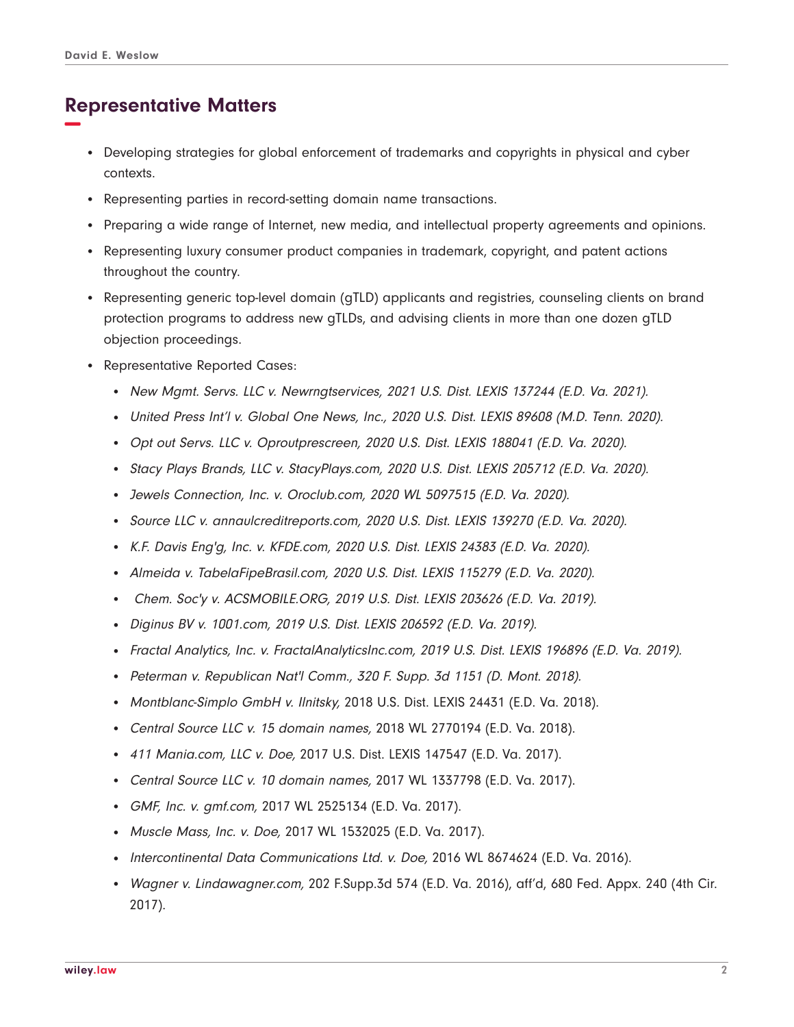## Representative Matters

- Developing strategies for global enforcement of trademarks and copyrights in physical and cyber contexts.
- Representing parties in record-setting domain name transactions.
- Preparing a wide range of Internet, new media, and intellectual property agreements and opinions.
- Representing luxury consumer product companies in trademark, copyright, and patent actions throughout the country.
- Representing generic top-level domain (gTLD) applicants and registries, counseling clients on brand protection programs to address new gTLDs, and advising clients in more than one dozen gTLD objection proceedings.
- Representative Reported Cases:
  - *New Mgmt. Servs. LLC v. Newrngtservices, 2021 U.S. Dist. LEXIS 137244 (E.D. Va. 2021).*
  - *United Press Int'l v. Global One News, Inc., 2020 U.S. Dist. LEXIS 89608 (M.D. Tenn. 2020).*
  - *Opt out Servs. LLC v. Oproutprescreen, 2020 U.S. Dist. LEXIS 188041 (E.D. Va. 2020).*
  - *Stacy Plays Brands, LLC v. StacyPlays.com, 2020 U.S. Dist. LEXIS 205712 (E.D. Va. 2020).*
  - *Jewels Connection, Inc. v. Oroclub.com, 2020 WL 5097515 (E.D. Va. 2020).*
  - *Source LLC v. annaulcreditreports.com, 2020 U.S. Dist. LEXIS 139270 (E.D. Va. 2020).*
  - *K.F. Davis Eng'g, Inc. v. KFDE.com, 2020 U.S. Dist. LEXIS 24383 (E.D. Va. 2020).*
  - *Almeida v. TabelaFipeBrasil.com, 2020 U.S. Dist. LEXIS 115279 (E.D. Va. 2020).*
  - *Chem. Soc'y v. ACSMOBILE.ORG, 2019 U.S. Dist. LEXIS 203626 (E.D. Va. 2019).*
  - *Diginus BV v. 1001.com, 2019 U.S. Dist. LEXIS 206592 (E.D. Va. 2019).*
  - *Fractal Analytics, Inc. v. FractalAnalyticsInc.com, 2019 U.S. Dist. LEXIS 196896 (E.D. Va. 2019).*
  - *Peterman v. Republican Nat'l Comm., 320 F. Supp. 3d 1151 (D. Mont. 2018).*
  - *Montblanc-Simplo GmbH v. Ilnitsky,* 2018 U.S. Dist. LEXIS 24431 (E.D. Va. 2018).
  - *Central Source LLC v. 15 domain names,* 2018 WL 2770194 (E.D. Va. 2018).
  - *411 Mania.com, LLC v. Doe,* 2017 U.S. Dist. LEXIS 147547 (E.D. Va. 2017).
  - *Central Source LLC v. 10 domain names,* 2017 WL 1337798 (E.D. Va. 2017).
  - *GMF, Inc. v. gmf.com,* 2017 WL 2525134 (E.D. Va. 2017).
  - *Muscle Mass, Inc. v. Doe,* 2017 WL 1532025 (E.D. Va. 2017).
  - *Intercontinental Data Communications Ltd. v. Doe,* 2016 WL 8674624 (E.D. Va. 2016).
  - *Wagner v. Lindawagner.com,* 202 F.Supp.3d 574 (E.D. Va. 2016), aff'd, 680 Fed. Appx. 240 (4th Cir. 2017).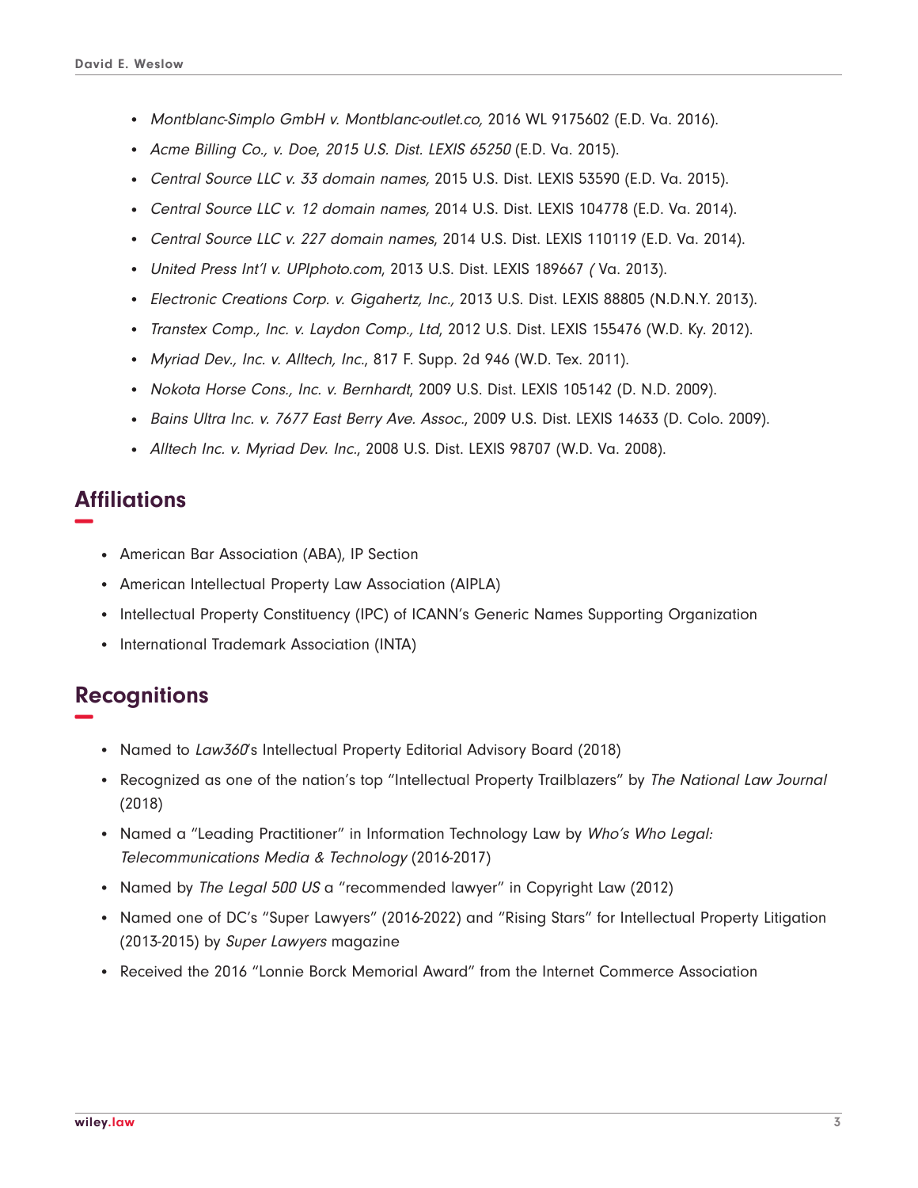- *Montblanc-Simplo GmbH v. Montblanc-outlet.co,* 2016 WL 9175602 (E.D. Va. 2016).
- *Acme Billing Co., v. Doe, 2015 U.S. Dist. LEXIS 65250* (E.D. Va. 2015).
- *Central Source LLC v. 33 domain names,* 2015 U.S. Dist. LEXIS 53590 (E.D. Va. 2015).
- *Central Source LLC v. 12 domain names,* 2014 U.S. Dist. LEXIS 104778 (E.D. Va. 2014).
- *Central Source LLC v. 227 domain names*, 2014 U.S. Dist. LEXIS 110119 (E.D. Va. 2014).
- *United Press Int'l v. UPIphoto.com*, 2013 U.S. Dist. LEXIS 189667 *(* Va. 2013).
- *Electronic Creations Corp. v. Gigahertz, Inc.,* 2013 U.S. Dist. LEXIS 88805 (N.D.N.Y. 2013).
- *Transtex Comp., Inc. v. Laydon Comp., Ltd*, 2012 U.S. Dist. LEXIS 155476 (W.D. Ky. 2012).
- *Myriad Dev., Inc. v. Alltech, Inc.*, 817 F. Supp. 2d 946 (W.D. Tex. 2011).
- *Nokota Horse Cons., Inc. v. Bernhardt*, 2009 U.S. Dist. LEXIS 105142 (D. N.D. 2009).
- *Bains Ultra Inc. v. 7677 East Berry Ave. Assoc.*, 2009 U.S. Dist. LEXIS 14633 (D. Colo. 2009).
- *Alltech Inc. v. Myriad Dev. Inc.*, 2008 U.S. Dist. LEXIS 98707 (W.D. Va. 2008).

## Affiliations

- American Bar Association (ABA), IP Section
- American Intellectual Property Law Association (AIPLA)
- Intellectual Property Constituency (IPC) of ICANN's Generic Names Supporting Organization
- International Trademark Association (INTA)

## Recognitions

- Named to *Law360*'s Intellectual Property Editorial Advisory Board (2018)
- Recognized as one of the nation's top "Intellectual Property Trailblazers" by *The National Law Journal* (2018)
- Named a "Leading Practitioner" in Information Technology Law by *Who's Who Legal: Telecommunications Media & Technology* (2016-2017)
- Named by *The Legal 500 US* a "recommended lawyer" in Copyright Law (2012)
- Named one of DC's "Super Lawyers" (2016-2022) and "Rising Stars" for Intellectual Property Litigation (2013-2015) by *Super Lawyers* magazine
- Received the 2016 "Lonnie Borck Memorial Award" from the Internet Commerce Association